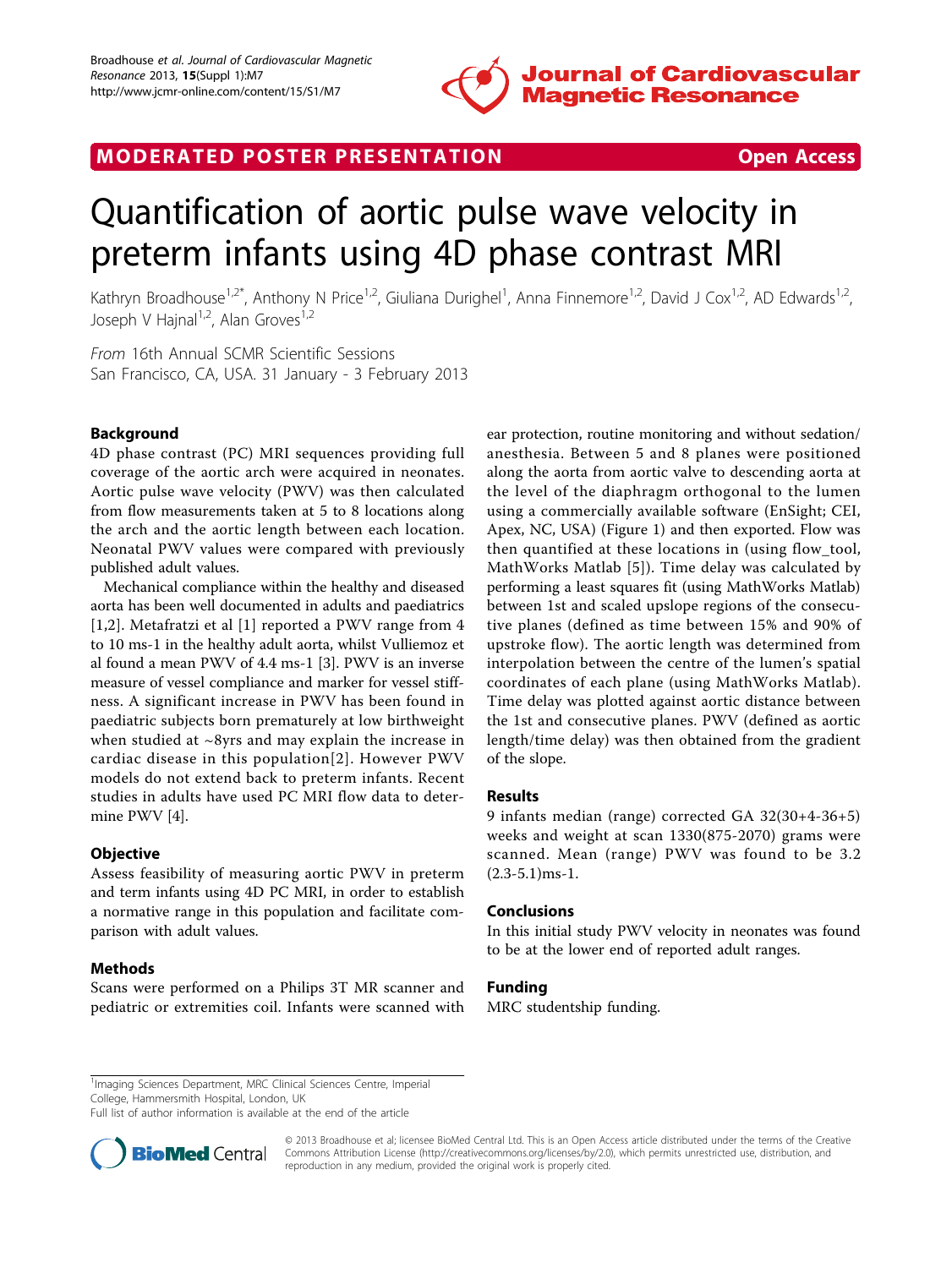MODERATED POSTER PRESENTATION **Open Access**

# Quantification of aortic pulse wave velocity in preterm infants using 4D phase contrast MRI

Kathryn Broadhouse[1,2*], Anthony N Price[1,2], Giuliana Durighel[1], Anna Finnemore[1,2], David J Cox[1,2], AD Edwards[1,2], Joseph V Hajnal[1,2], Alan Groves[1,2]

*From* 16th Annual SCMR Scientific Sessions
San Francisco, CA, USA. 31 January - 3 February 2013

## Background

4D phase contrast (PC) MRI sequences providing full coverage of the aortic arch were acquired in neonates. Aortic pulse wave velocity (PWV) was then calculated from flow measurements taken at 5 to 8 locations along the arch and the aortic length between each location. Neonatal PWV values were compared with previously published adult values.

Mechanical compliance within the healthy and diseased aorta has been well documented in adults and paediatrics [1,2]. Metafratzi et al [1] reported a PWV range from 4 to 10 ms-1 in the healthy adult aorta, whilst Vulliemoz et al found a mean PWV of 4.4 ms-1 [3]. PWV is an inverse measure of vessel compliance and marker for vessel stiffness. A significant increase in PWV has been found in paediatric subjects born prematurely at low birthweight when studied at ~8yrs and may explain the increase in cardiac disease in this population[2]. However PWV models do not extend back to preterm infants. Recent studies in adults have used PC MRI flow data to determine PWV [4].

## Objective

Assess feasibility of measuring aortic PWV in preterm and term infants using 4D PC MRI, in order to establish a normative range in this population and facilitate comparison with adult values.

## Methods

Scans were performed on a Philips 3T MR scanner and pediatric or extremities coil. Infants were scanned with ear protection, routine monitoring and without sedation/anesthesia. Between 5 and 8 planes were positioned along the aorta from aortic valve to descending aorta at the level of the diaphragm orthogonal to the lumen using a commercially available software (EnSight; CEI, Apex, NC, USA) (Figure 1) and then exported. Flow was then quantified at these locations in (using flow_tool, MathWorks Matlab [5]). Time delay was calculated by performing a least squares fit (using MathWorks Matlab) between 1st and scaled upslope regions of the consecutive planes (defined as time between 15% and 90% of upstroke flow). The aortic length was determined from interpolation between the centre of the lumen's spatial coordinates of each plane (using MathWorks Matlab). Time delay was plotted against aortic distance between the 1st and consecutive planes. PWV (defined as aortic length/time delay) was then obtained from the gradient of the slope.

## Results

9 infants median (range) corrected GA 32(30+4-36+5) weeks and weight at scan 1330(875-2070) grams were scanned. Mean (range) PWV was found to be 3.2 (2.3-5.1)ms-1.

## Conclusions

In this initial study PWV velocity in neonates was found to be at the lower end of reported adult ranges.

## Funding

MRC studentship funding.

[1]Imaging Sciences Department, MRC Clinical Sciences Centre, Imperial College, Hammersmith Hospital, London, UK
Full list of author information is available at the end of the article

© 2013 Broadhouse et al; licensee BioMed Central Ltd. This is an Open Access article distributed under the terms of the Creative Commons Attribution License (http://creativecommons.org/licenses/by/2.0), which permits unrestricted use, distribution, and reproduction in any medium, provided the original work is properly cited.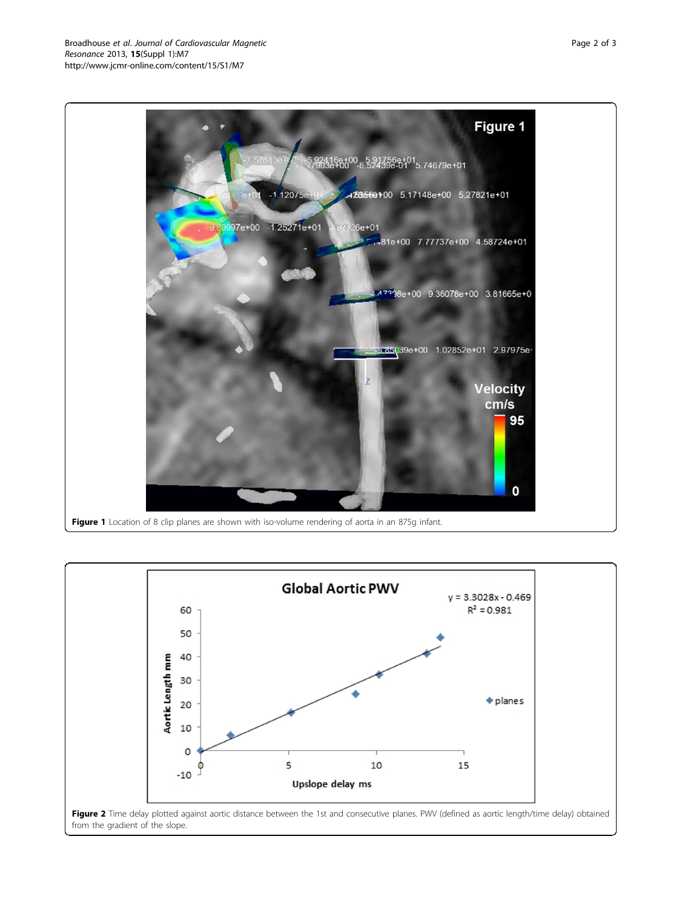Figure 1

Velocity cm/s

95

0

**Figure 1** Location of 8 clip planes are shown with iso-volume rendering of aorta in an 875g infant.

Global Aortic PWV

y = 3.3028x - 0.469

$R^2$ = 0.981

Aortic Length mm

Upslope delay ms

planes

**Figure 2** Time delay plotted against aortic distance between the 1st and consecutive planes. PWV (defined as aortic length/time delay) obtained from the gradient of the slope.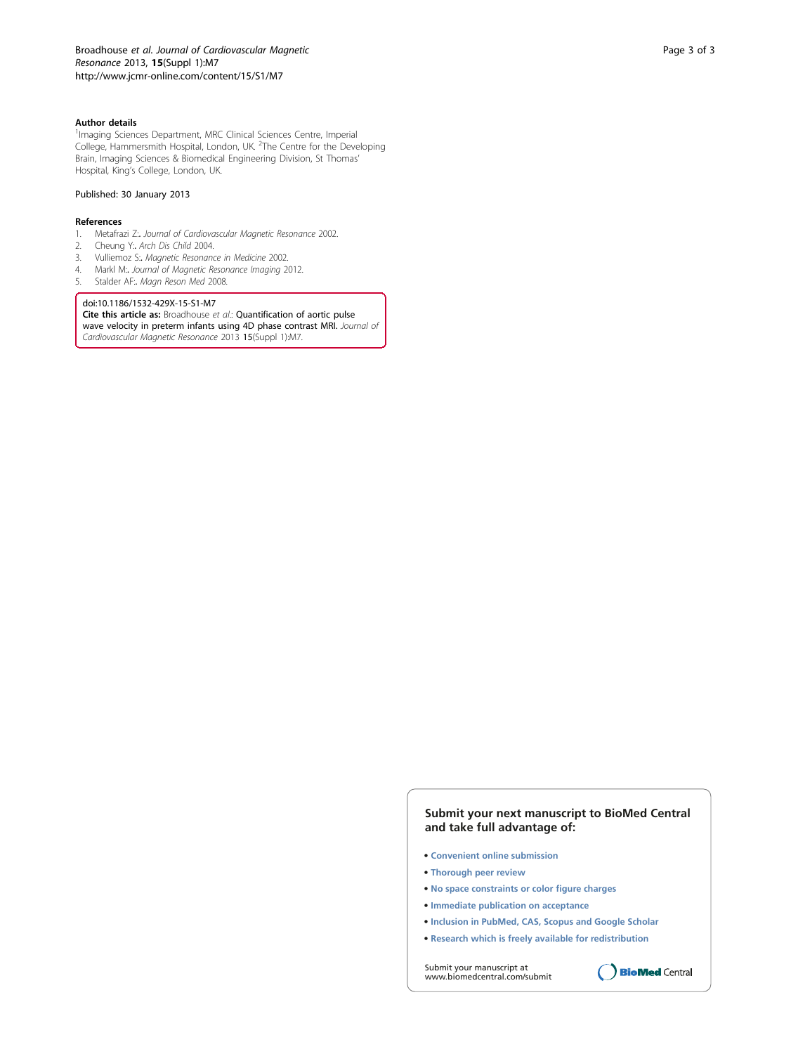### Author details

[1]Imaging Sciences Department, MRC Clinical Sciences Centre, Imperial College, Hammersmith Hospital, London, UK. [2]The Centre for the Developing Brain, Imaging Sciences & Biomedical Engineering Division, St Thomas' Hospital, King's College, London, UK.

Published: 30 January 2013

### References

1. Metafrazi Z:. *Journal of Cardiovascular Magnetic Resonance* 2002.
2. Cheung Y:. *Arch Dis Child* 2004.
3. Vulliemoz S:. *Magnetic Resonance in Medicine* 2002.
4. Markl M:. *Journal of Magnetic Resonance Imaging* 2012.
5. Stalder AF:. *Magn Reson Med* 2008.

doi:10.1186/1532-429X-15-S1-M7

**Cite this article as:** Broadhouse *et al.*: Quantification of aortic pulse wave velocity in preterm infants using 4D phase contrast MRI. *Journal of Cardiovascular Magnetic Resonance* 2013 **15**(Suppl 1):M7.

**Submit your next manuscript to BioMed Central and take full advantage of:**

- **Convenient online submission**
- **Thorough peer review**
- **No space constraints or color figure charges**
- **Immediate publication on acceptance**
- **Inclusion in PubMed, CAS, Scopus and Google Scholar**
- **Research which is freely available for redistribution**

Submit your manuscript at www.biomedcentral.com/submit

BioMed Central